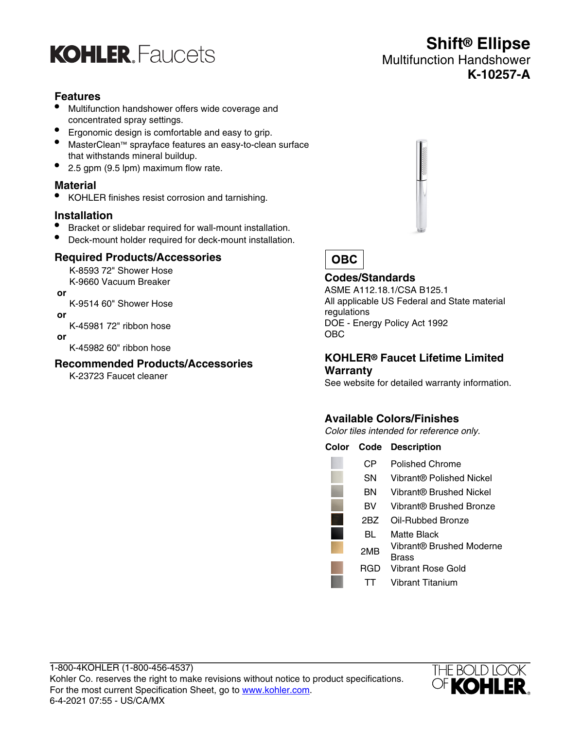KOHLER. Faucets

# Shift® Ellipse
## Multifunction Handshower
## K-10257-A

### Features

- Multifunction handshower offers wide coverage and concentrated spray settings.
- Ergonomic design is comfortable and easy to grip.
- MasterClean™ sprayface features an easy-to-clean surface that withstands mineral buildup.
- 2.5 gpm (9.5 lpm) maximum flow rate.

### Material

- KOHLER finishes resist corrosion and tarnishing.

### Installation

- Bracket or slidebar required for wall-mount installation.
- Deck-mount holder required for deck-mount installation.

### Required Products/Accessories

K-8593 72" Shower Hose
K-9660 Vacuum Breaker

**or**

K-9514 60" Shower Hose

**or**

K-45981 72" ribbon hose

**or**

K-45982 60" ribbon hose

### Recommended Products/Accessories

K-23723 Faucet cleaner

OBC

### Codes/Standards

ASME A112.18.1/CSA B125.1
All applicable US Federal and State material regulations
DOE - Energy Policy Act 1992
OBC

### KOHLER® Faucet Lifetime Limited Warranty

See website for detailed warranty information.

### Available Colors/Finishes

*Color tiles intended for reference only.*

| Color | Code | Description |
|---|---|---|
| | CP | Polished Chrome |
| | SN | Vibrant® Polished Nickel |
| | BN | Vibrant® Brushed Nickel |
| | BV | Vibrant® Brushed Bronze |
| | 2BZ | Oil-Rubbed Bronze |
| | BL | Matte Black |
| | 2MB | Vibrant® Brushed Moderne Brass |
| | RGD | Vibrant Rose Gold |
| | TT | Vibrant Titanium |

1-800-4KOHLER (1-800-456-4537)
Kohler Co. reserves the right to make revisions without notice to product specifications.
For the most current Specification Sheet, go to www.kohler.com.
6-4-2021 07:55 - US/CA/MX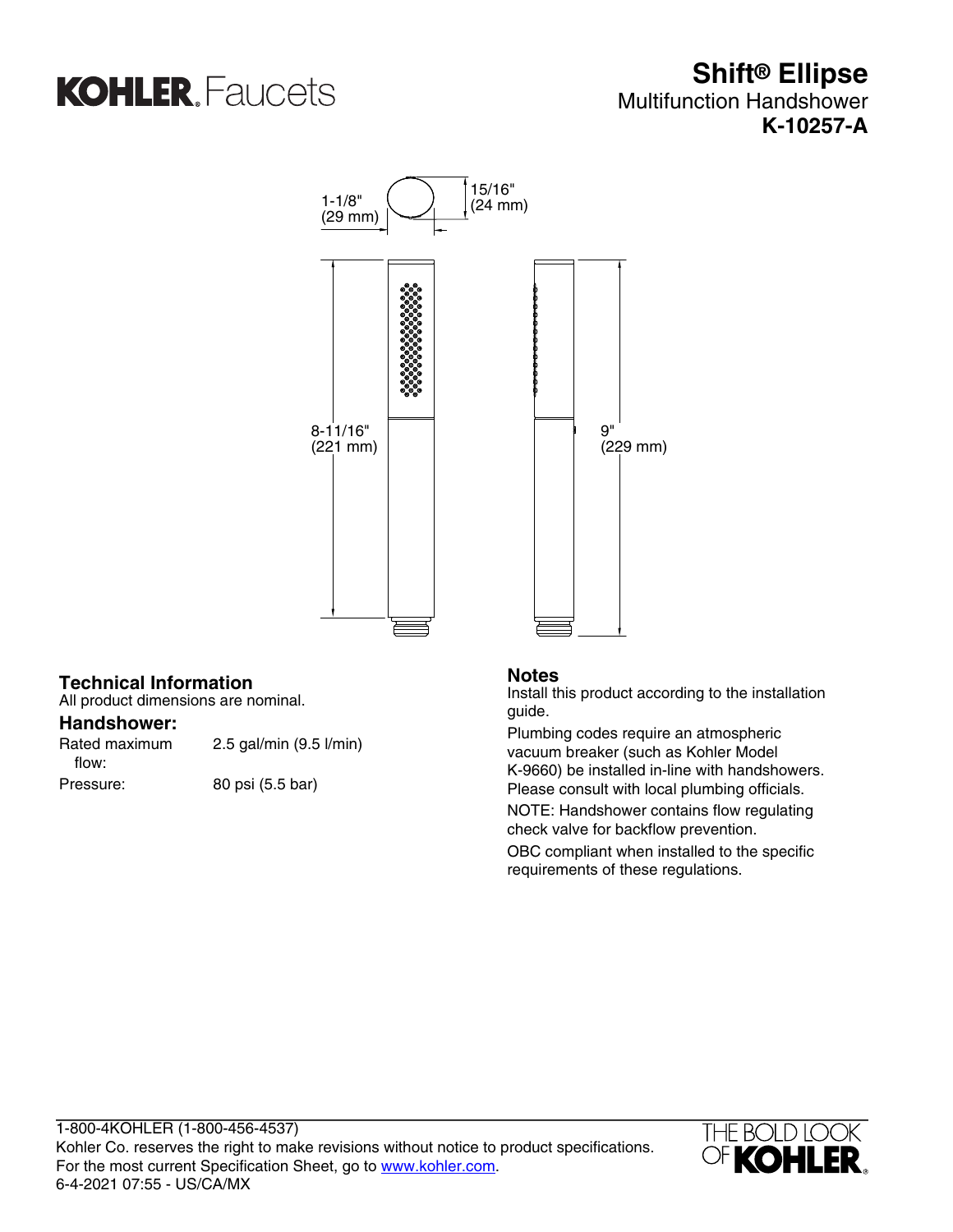KOHLER. Faucets

# Shift® Ellipse

Multifunction Handshower

**K-10257-A**

1-1/8"
(29 mm)

15/16"
(24 mm)

8-11/16"
(221 mm)

9"
(229 mm)

## Technical Information

All product dimensions are nominal.

### Handshower:

| | |
|---|---|
| Rated maximum flow: | 2.5 gal/min (9.5 l/min) |
| Pressure: | 80 psi (5.5 bar) |

## Notes

Install this product according to the installation guide.

Plumbing codes require an atmospheric vacuum breaker (such as Kohler Model K-9660) be installed in-line with handshowers. Please consult with local plumbing officials.

NOTE: Handshower contains flow regulating check valve for backflow prevention.

OBC compliant when installed to the specific requirements of these regulations.

1-800-4KOHLER (1-800-456-4537)
Kohler Co. reserves the right to make revisions without notice to product specifications.
For the most current Specification Sheet, go to [www.kohler.com](http://www.kohler.com).
6-4-2021 07:55 - US/CA/MX

THE BOLD LOOK OF KOHLER.